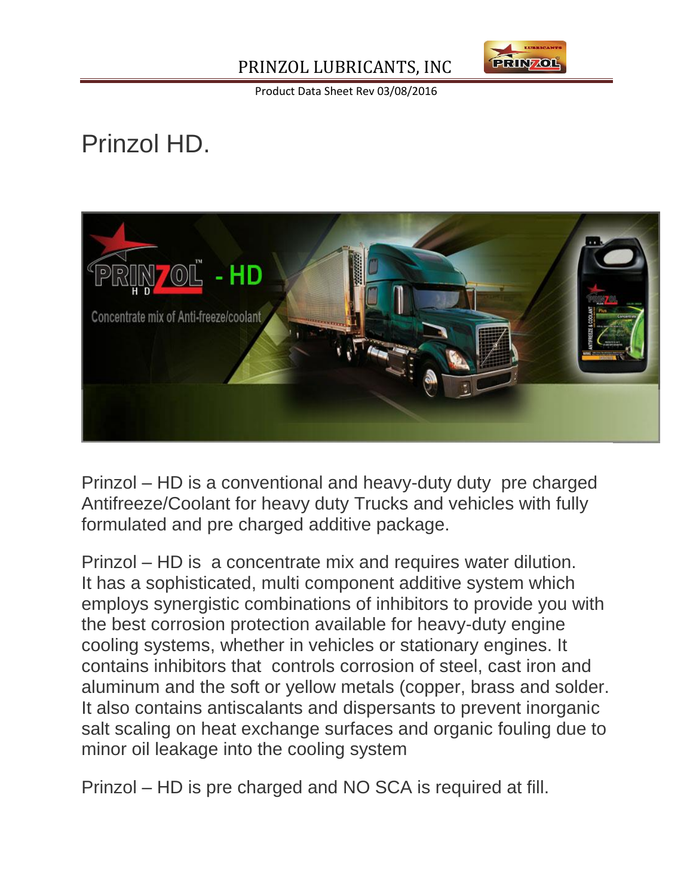# Prinzol HD.

Prinzol – HD is a conventional and heavy-duty duty pre charged Antifreeze/Coolant for heavy duty Trucks and vehicles with fully formulated and pre charged additive package.

Prinzol – HD is a concentrate mix and requires water dilution. It has a sophisticated, multi component additive system which employs synergistic combinations of inhibitors to provide you with the best corrosion protection available for heavy-duty engine cooling systems, whether in vehicles or stationary engines. It contains inhibitors that controls corrosion of steel, cast iron and aluminum and the soft or yellow metals (copper, brass and solder. It also contains antiscalants and dispersants to prevent inorganic salt scaling on heat exchange surfaces and organic fouling due to minor oil leakage into the cooling system

Prinzol – HD is pre charged and NO SCA is required at fill.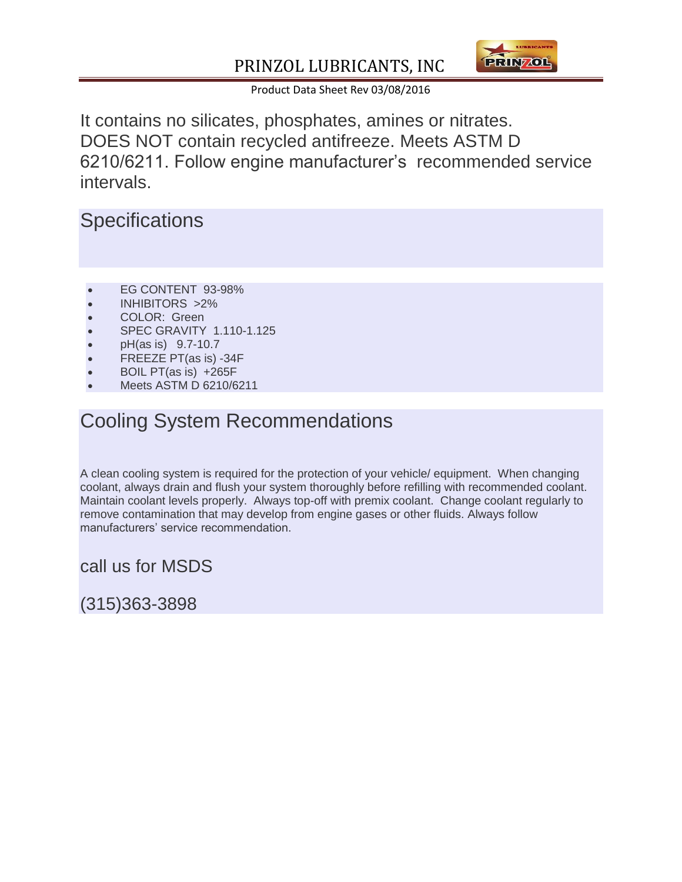It contains no silicates, phosphates, amines or nitrates. DOES NOT contain recycled antifreeze. Meets ASTM D 6210/6211. Follow engine manufacturer's recommended service intervals.

## Specifications

- EG CONTENT 93-98%
- INHIBITORS >2%
- COLOR: Green
- SPEC GRAVITY 1.110-1.125
- pH(as is) 9.7-10.7
- FREEZE PT(as is) -34F
- BOIL PT(as is) +265F
- Meets ASTM D 6210/6211

## Cooling System Recommendations

A clean cooling system is required for the protection of your vehicle/ equipment. When changing coolant, always drain and flush your system thoroughly before refilling with recommended coolant. Maintain coolant levels properly. Always top-off with premix coolant. Change coolant regularly to remove contamination that may develop from engine gases or other fluids. Always follow manufacturers' service recommendation.

## call us for MSDS

## (315)363-3898